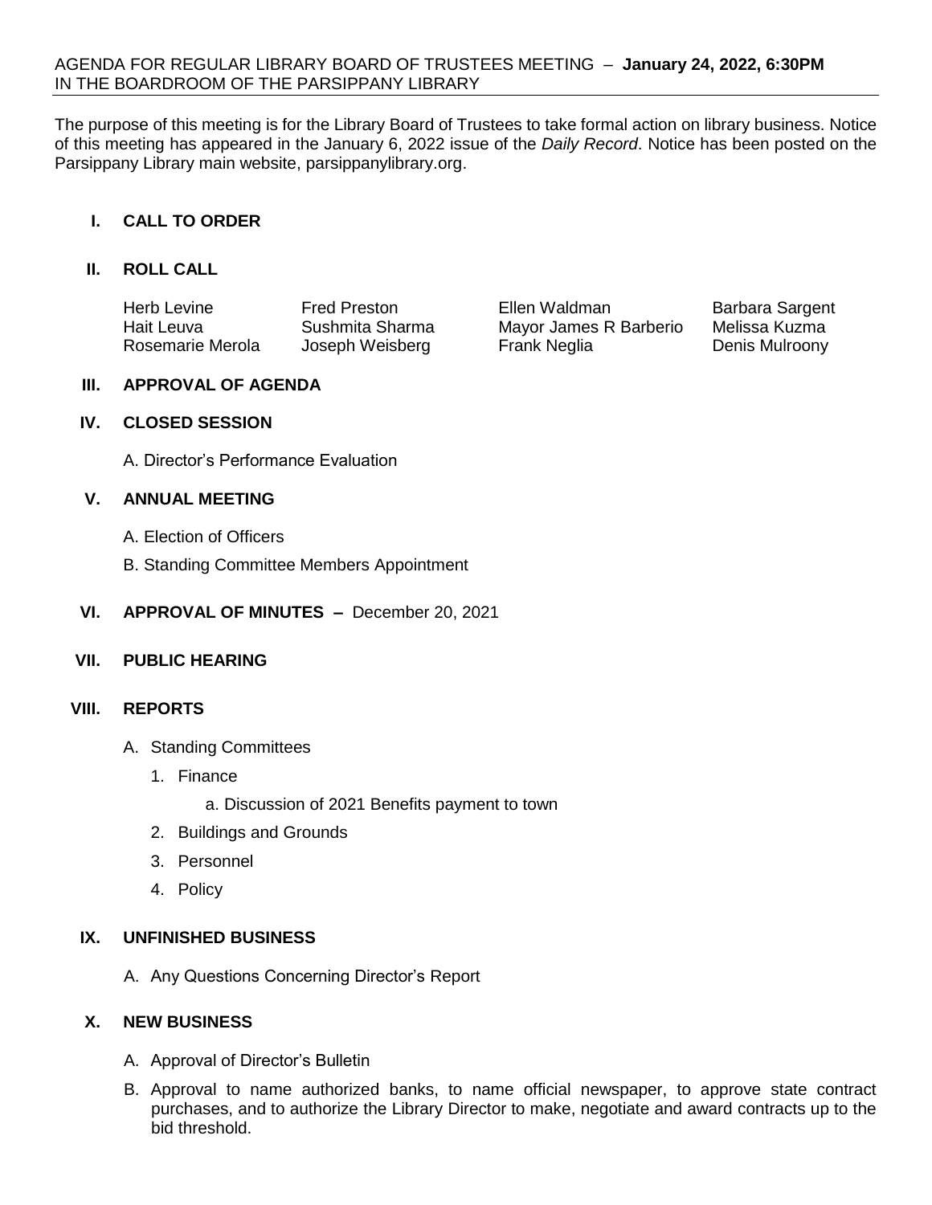AGENDA FOR REGULAR LIBRARY BOARD OF TRUSTEES MEETING – **January 24, 2022, 6:30PM**
IN THE BOARDROOM OF THE PARSIPPANY LIBRARY

The purpose of this meeting is for the Library Board of Trustees to take formal action on library business. Notice of this meeting has appeared in the January 6, 2022 issue of the *Daily Record*. Notice has been posted on the Parsippany Library main website, parsippanylibrary.org.

## I. CALL TO ORDER

## II. ROLL CALL

| | | | |
|---|---|---|---|
| Herb Levine | Fred Preston | Ellen Waldman | Barbara Sargent |
| Hait Leuva | Sushmita Sharma | Mayor James R Barberio | Melissa Kuzma |
| Rosemarie Merola | Joseph Weisberg | Frank Neglia | Denis Mulroony |

## III. APPROVAL OF AGENDA

## IV. CLOSED SESSION

A. Director's Performance Evaluation

## V. ANNUAL MEETING

A. Election of Officers

B. Standing Committee Members Appointment

## VI. APPROVAL OF MINUTES – December 20, 2021

## VII. PUBLIC HEARING

## VIII. REPORTS

A. Standing Committees

1. Finance
   - a. Discussion of 2021 Benefits payment to town
2. Buildings and Grounds
3. Personnel
4. Policy

## IX. UNFINISHED BUSINESS

A. Any Questions Concerning Director's Report

## X. NEW BUSINESS

A. Approval of Director's Bulletin

B. Approval to name authorized banks, to name official newspaper, to approve state contract purchases, and to authorize the Library Director to make, negotiate and award contracts up to the bid threshold.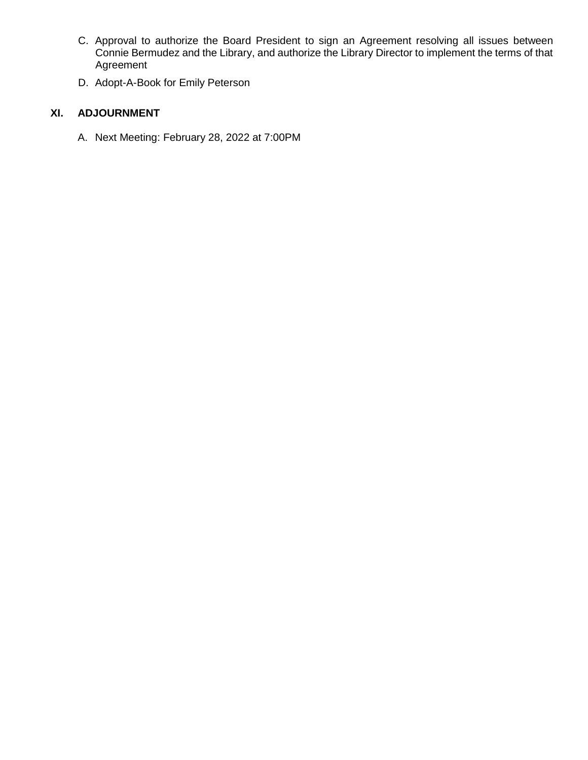C. Approval to authorize the Board President to sign an Agreement resolving all issues between Connie Bermudez and the Library, and authorize the Library Director to implement the terms of that Agreement

D. Adopt-A-Book for Emily Peterson

## XI. ADJOURNMENT

A. Next Meeting: February 28, 2022 at 7:00PM